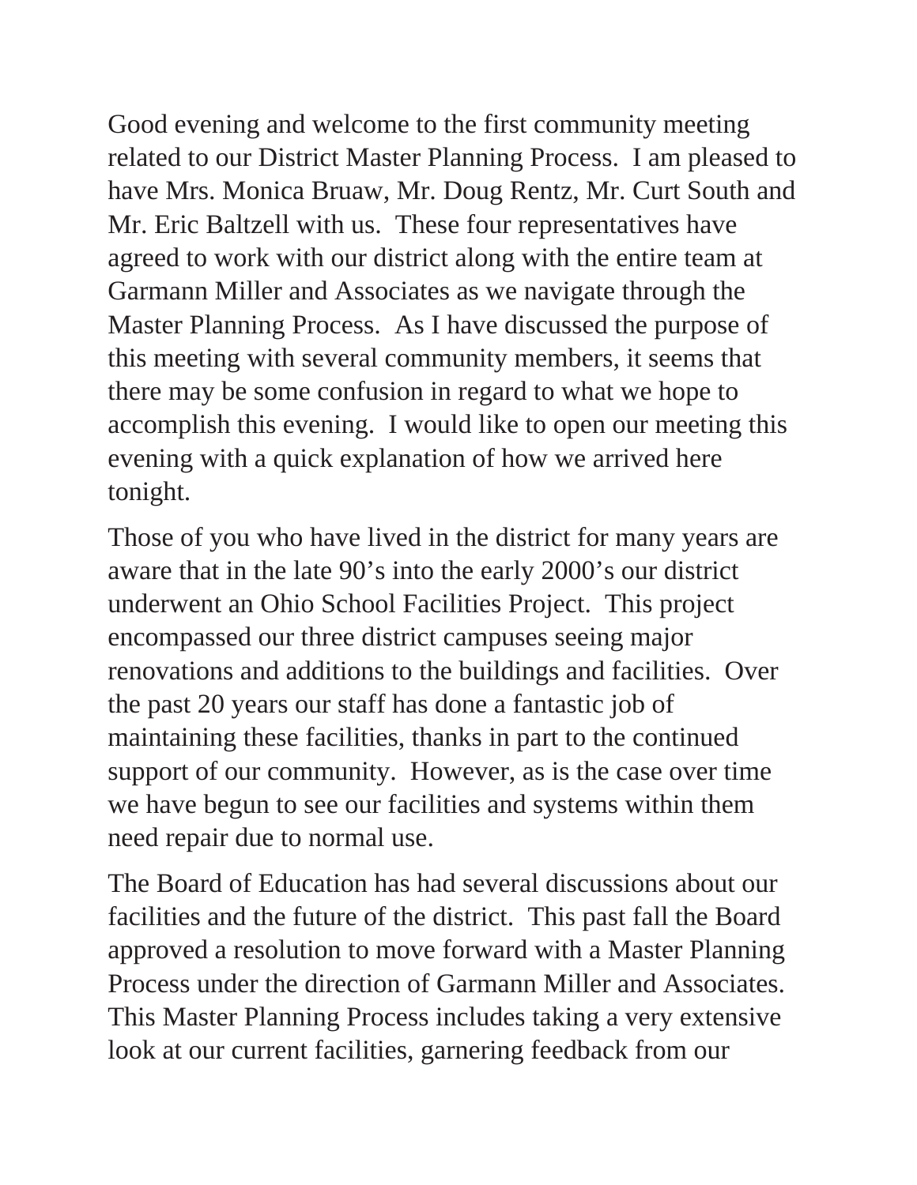Good evening and welcome to the first community meeting related to our District Master Planning Process.  I am pleased to have Mrs. Monica Bruaw, Mr. Doug Rentz, Mr. Curt South and Mr. Eric Baltzell with us.  These four representatives have agreed to work with our district along with the entire team at Garmann Miller and Associates as we navigate through the Master Planning Process.  As I have discussed the purpose of this meeting with several community members, it seems that there may be some confusion in regard to what we hope to accomplish this evening.  I would like to open our meeting this evening with a quick explanation of how we arrived here tonight.

Those of you who have lived in the district for many years are aware that in the late 90's into the early 2000's our district underwent an Ohio School Facilities Project.  This project encompassed our three district campuses seeing major renovations and additions to the buildings and facilities.  Over the past 20 years our staff has done a fantastic job of maintaining these facilities, thanks in part to the continued support of our community.  However, as is the case over time we have begun to see our facilities and systems within them need repair due to normal use.

The Board of Education has had several discussions about our facilities and the future of the district.  This past fall the Board approved a resolution to move forward with a Master Planning Process under the direction of Garmann Miller and Associates. This Master Planning Process includes taking a very extensive look at our current facilities, garnering feedback from our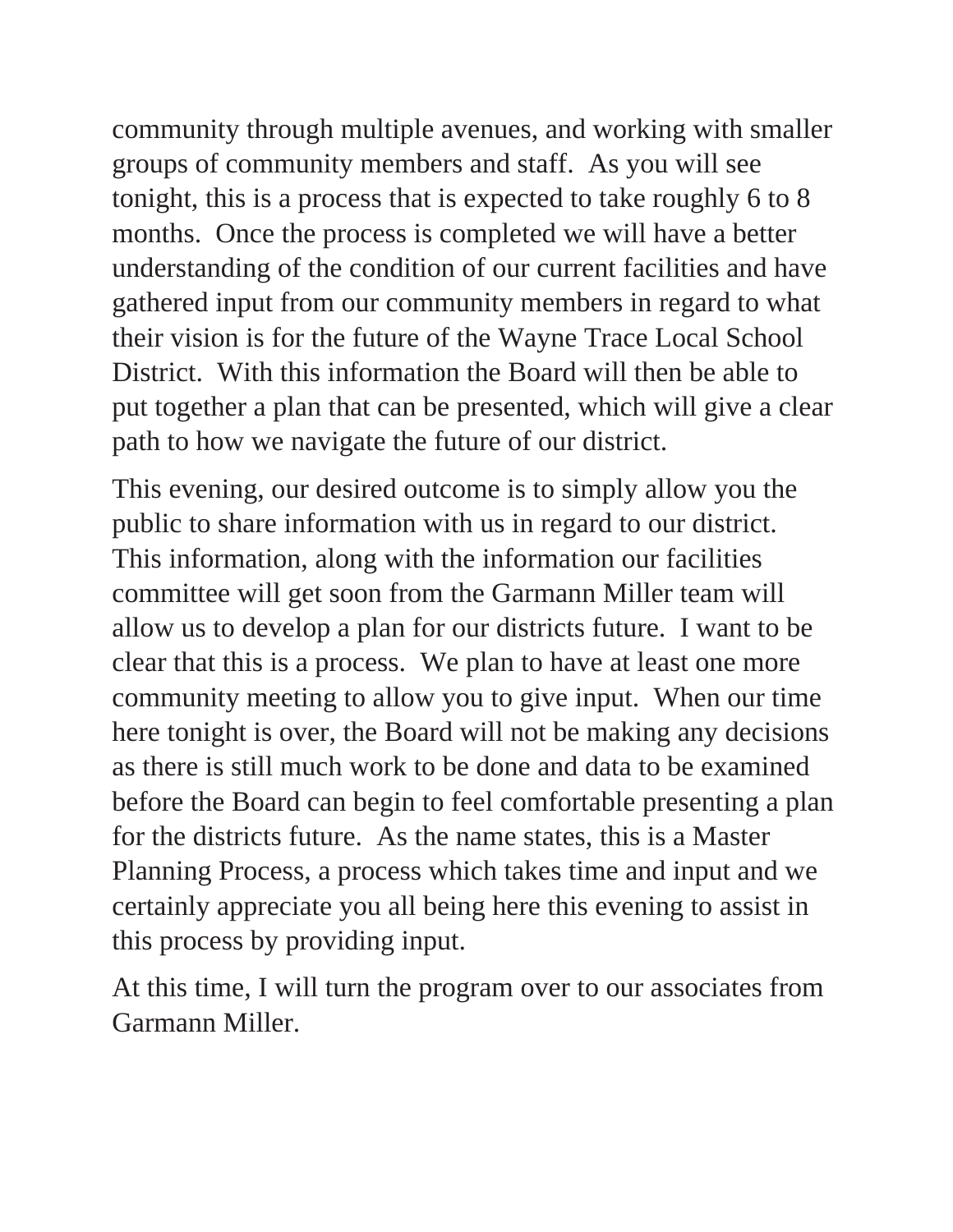community through multiple avenues, and working with smaller groups of community members and staff. As you will see tonight, this is a process that is expected to take roughly 6 to 8 months. Once the process is completed we will have a better understanding of the condition of our current facilities and have gathered input from our community members in regard to what their vision is for the future of the Wayne Trace Local School District. With this information the Board will then be able to put together a plan that can be presented, which will give a clear path to how we navigate the future of our district.

This evening, our desired outcome is to simply allow you the public to share information with us in regard to our district. This information, along with the information our facilities committee will get soon from the Garmann Miller team will allow us to develop a plan for our districts future. I want to be clear that this is a process. We plan to have at least one more community meeting to allow you to give input. When our time here tonight is over, the Board will not be making any decisions as there is still much work to be done and data to be examined before the Board can begin to feel comfortable presenting a plan for the districts future. As the name states, this is a Master Planning Process, a process which takes time and input and we certainly appreciate you all being here this evening to assist in this process by providing input.

At this time, I will turn the program over to our associates from Garmann Miller.